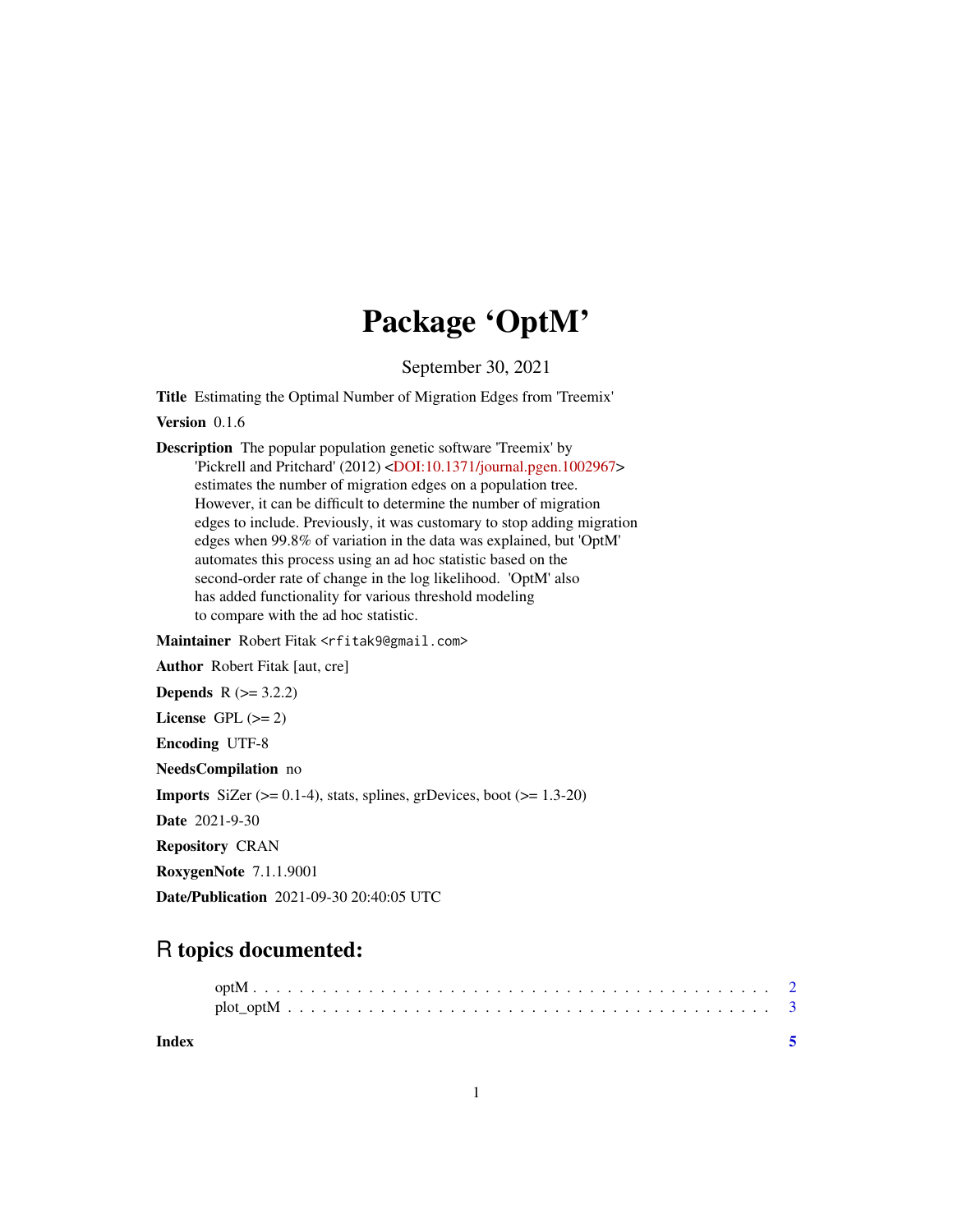# Package 'OptM'

September 30, 2021

**Title** Estimating the Optimal Number of Migration Edges from 'Treemix'

**Version** 0.1.6

**Description** The popular population genetic software 'Treemix' by 'Pickrell and Pritchard' (2012) <DOI:10.1371/journal.pgen.1002967> estimates the number of migration edges on a population tree. However, it can be difficult to determine the number of migration edges to include. Previously, it was customary to stop adding migration edges when 99.8% of variation in the data was explained, but 'OptM' automates this process using an ad hoc statistic based on the second-order rate of change in the log likelihood. 'OptM' also has added functionality for various threshold modeling to compare with the ad hoc statistic.

**Maintainer** Robert Fitak <rfitak9@gmail.com>

**Author** Robert Fitak [aut, cre]

**Depends** R (>= 3.2.2)

**License** GPL (>= 2)

**Encoding** UTF-8

**NeedsCompilation** no

**Imports** SiZer (>= 0.1-4), stats, splines, grDevices, boot (>= 1.3-20)

**Date** 2021-9-30

**Repository** CRAN

**RoxygenNote** 7.1.1.9001

**Date/Publication** 2021-09-30 20:40:05 UTC

## R topics documented:

optM . . . . . . . . . . . . . . . . . . . . . . . . . . . . . . . . . . . . . . . . . . 2
plot_optM . . . . . . . . . . . . . . . . . . . . . . . . . . . . . . . . . . . . . . . 3

**Index** 5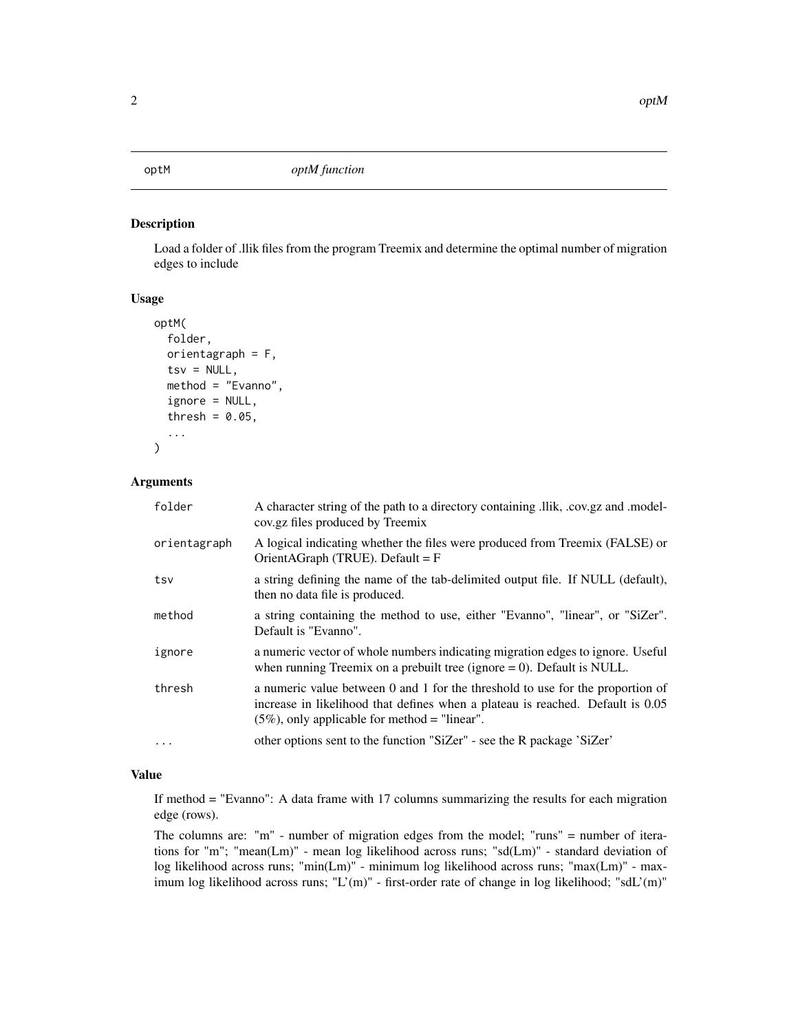## optM — *optM function*

### Description

Load a folder of .llik files from the program Treemix and determine the optimal number of migration edges to include

### Usage

```
optM(
  folder,
  orientagraph = F,
  tsv = NULL,
  method = "Evanno",
  ignore = NULL,
  thresh = 0.05,
  ...
)
```

### Arguments

| Argument | Description |
|---|---|
| folder | A character string of the path to a directory containing .llik, .cov.gz and .modelcov.gz files produced by Treemix |
| orientagraph | A logical indicating whether the files were produced from Treemix (FALSE) or OrientAGraph (TRUE). Default = F |
| tsv | a string defining the name of the tab-delimited output file. If NULL (default), then no data file is produced. |
| method | a string containing the method to use, either "Evanno", "linear", or "SiZer". Default is "Evanno". |
| ignore | a numeric vector of whole numbers indicating migration edges to ignore. Useful when running Treemix on a prebuilt tree (ignore = 0). Default is NULL. |
| thresh | a numeric value between 0 and 1 for the threshold to use for the proportion of increase in likelihood that defines when a plateau is reached. Default is 0.05 (5%), only applicable for method = "linear". |
| ... | other options sent to the function "SiZer" - see the R package 'SiZer' |

### Value

If method = "Evanno": A data frame with 17 columns summarizing the results for each migration edge (rows).

The columns are: "m" - number of migration edges from the model; "runs" = number of iterations for "m"; "mean(Lm)" - mean log likelihood across runs; "sd(Lm)" - standard deviation of log likelihood across runs; "min(Lm)" - minimum log likelihood across runs; "max(Lm)" - maximum log likelihood across runs; "L'(m)" - first-order rate of change in log likelihood; "sdL'(m)"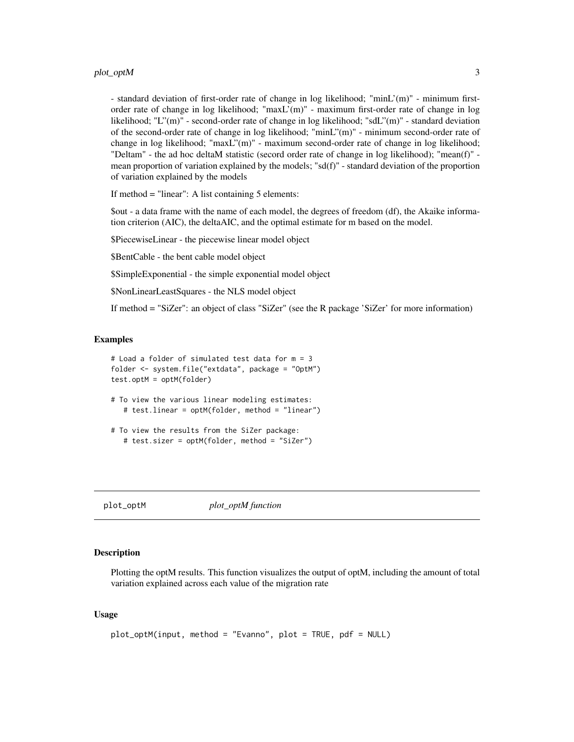- standard deviation of first-order rate of change in log likelihood; "minL'(m)" - minimum first-order rate of change in log likelihood; "maxL'(m)" - maximum first-order rate of change in log likelihood; "L''(m)" - second-order rate of change in log likelihood; "sdL''(m)" - standard deviation of the second-order rate of change in log likelihood; "minL''(m)" - minimum second-order rate of change in log likelihood; "maxL''(m)" - maximum second-order rate of change in log likelihood; "Deltam" - the ad hoc deltaM statistic (secord order rate of change in log likelihood); "mean(f)" - mean proportion of variation explained by the models; "sd(f)" - standard deviation of the proportion of variation explained by the models

If method = "linear": A list containing 5 elements:

$out - a data frame with the name of each model, the degrees of freedom (df), the Akaike information criterion (AIC), the deltaAIC, and the optimal estimate for m based on the model.

$PiecewiseLinear - the piecewise linear model object

$BentCable - the bent cable model object

$SimpleExponential - the simple exponential model object

$NonLinearLeastSquares - the NLS model object

If method = "SiZer": an object of class "SiZer" (see the R package 'SiZer' for more information)

### Examples

```
# Load a folder of simulated test data for m = 3
folder <- system.file("extdata", package = "OptM")
test.optM = optM(folder)

# To view the various linear modeling estimates:
   # test.linear = optM(folder, method = "linear")

# To view the results from the SiZer package:
   # test.sizer = optM(folder, method = "SiZer")
```

---

## plot_optM — *plot_optM function*

### Description

Plotting the optM results. This function visualizes the output of optM, including the amount of total variation explained across each value of the migration rate

### Usage

```
plot_optM(input, method = "Evanno", plot = TRUE, pdf = NULL)
```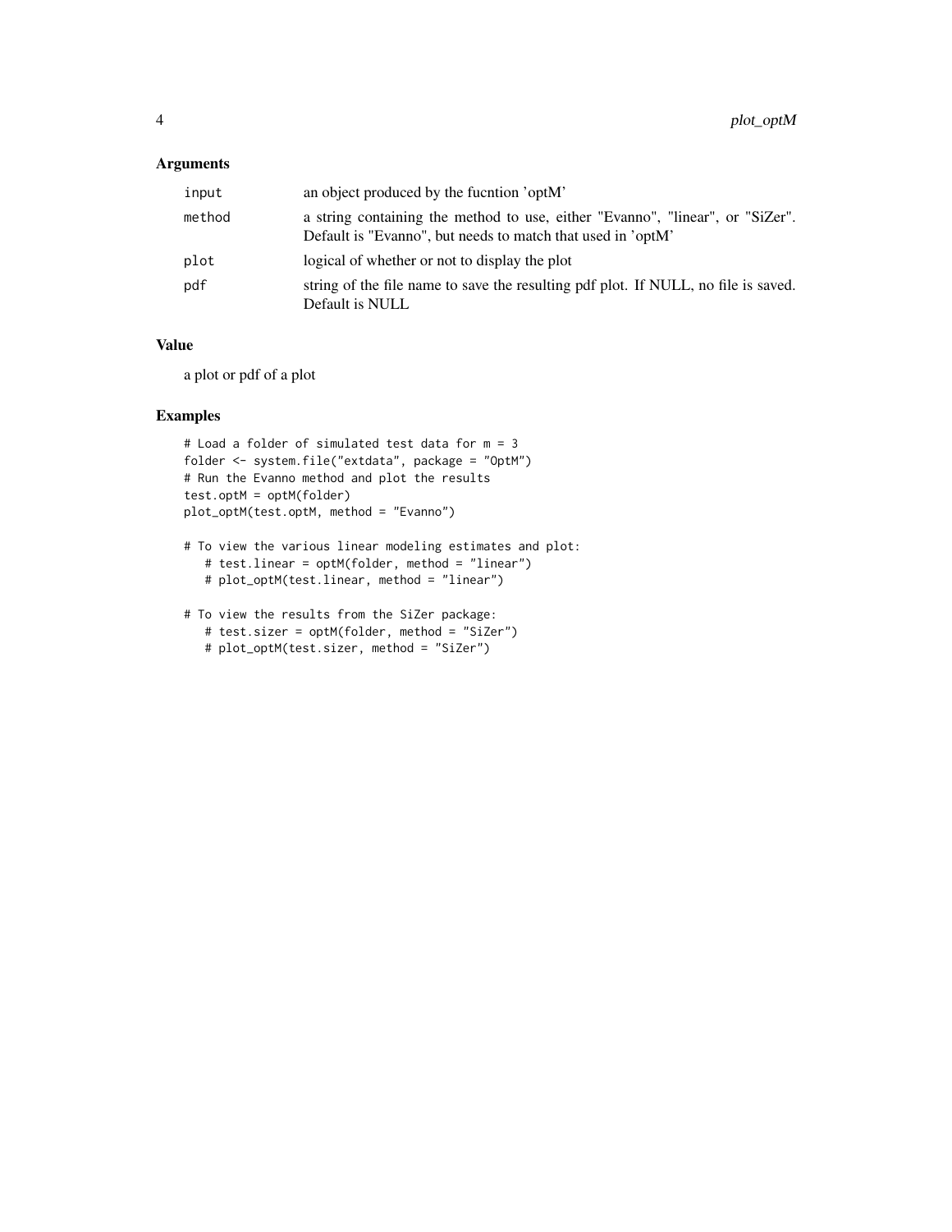## Arguments

| | |
|---|---|
| `input` | an object produced by the fucntion 'optM' |
| `method` | a string containing the method to use, either "Evanno", "linear", or "SiZer". Default is "Evanno", but needs to match that used in 'optM' |
| `plot` | logical of whether or not to display the plot |
| `pdf` | string of the file name to save the resulting pdf plot. If NULL, no file is saved. Default is NULL |

## Value

a plot or pdf of a plot

## Examples

```
# Load a folder of simulated test data for m = 3
folder <- system.file("extdata", package = "OptM")
# Run the Evanno method and plot the results
test.optM = optM(folder)
plot_optM(test.optM, method = "Evanno")

# To view the various linear modeling estimates and plot:
   # test.linear = optM(folder, method = "linear")
   # plot_optM(test.linear, method = "linear")

# To view the results from the SiZer package:
   # test.sizer = optM(folder, method = "SiZer")
   # plot_optM(test.sizer, method = "SiZer")
```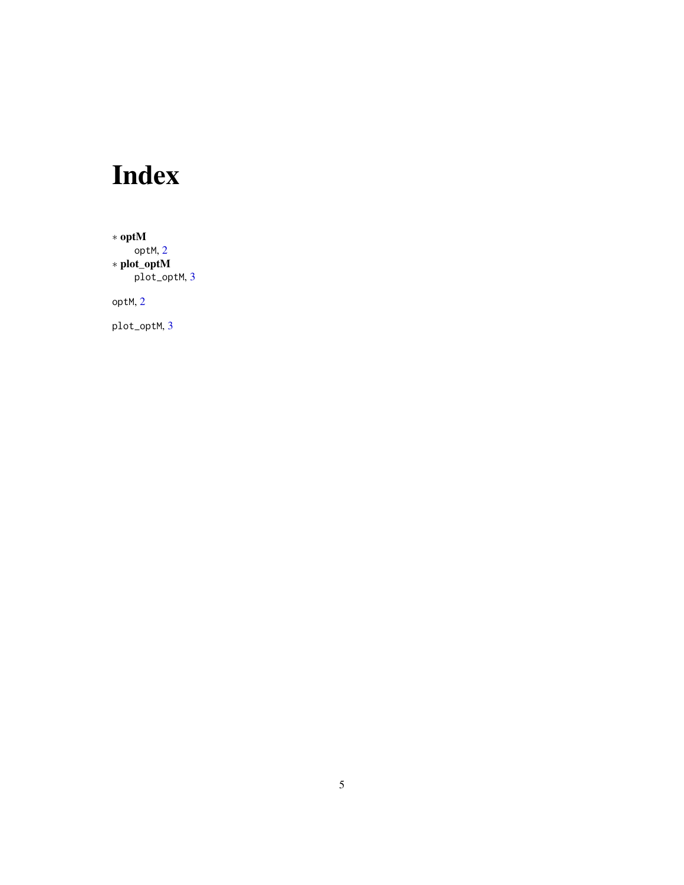# Index

∗ **optM**
    optM, 2
∗ **plot_optM**
    plot_optM, 3

optM, 2

plot_optM, 3